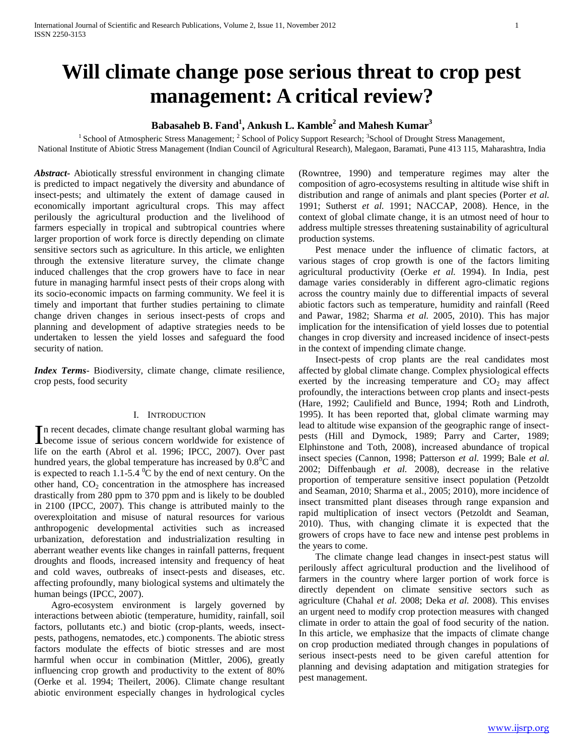# Will climate change pose serious threat to crop pest management: A critical review?

**Babasaheb B. Fand[1], Ankush L. Kamble[2] and Mahesh Kumar[3]**

[1] School of Atmospheric Stress Management; [2] School of Policy Support Research; [3]School of Drought Stress Management, National Institute of Abiotic Stress Management (Indian Council of Agricultural Research), Malegaon, Baramati, Pune 413 115, Maharashtra, India

***Abstract*-** Abiotically stressful environment in changing climate is predicted to impact negatively the diversity and abundance of insect-pests; and ultimately the extent of damage caused in economically important agricultural crops. This may affect perilously the agricultural production and the livelihood of farmers especially in tropical and subtropical countries where larger proportion of work force is directly depending on climate sensitive sectors such as agriculture. In this article, we enlighten through the extensive literature survey, the climate change induced challenges that the crop growers have to face in near future in managing harmful insect pests of their crops along with its socio-economic impacts on farming community. We feel it is timely and important that further studies pertaining to climate change driven changes in serious insect-pests of crops and planning and development of adaptive strategies needs to be undertaken to lessen the yield losses and safeguard the food security of nation.

***Index Terms*-** Biodiversity, climate change, climate resilience, crop pests, food security

## I. Introduction

In recent decades, climate change resultant global warming has become issue of serious concern worldwide for existence of life on the earth (Abrol et al. 1996; IPCC, 2007). Over past hundred years, the global temperature has increased by $0.8^0$C and is expected to reach 1.1-5.4 $^0$C by the end of next century. On the other hand, $CO_2$ concentration in the atmosphere has increased drastically from 280 ppm to 370 ppm and is likely to be doubled in 2100 (IPCC, 2007). This change is attributed mainly to the overexploitation and misuse of natural resources for various anthropogenic developmental activities such as increased urbanization, deforestation and industrialization resulting in aberrant weather events like changes in rainfall patterns, frequent droughts and floods, increased intensity and frequency of heat and cold waves, outbreaks of insect-pests and diseases, etc. affecting profoundly, many biological systems and ultimately the human beings (IPCC, 2007).

Agro-ecosystem environment is largely governed by interactions between abiotic (temperature, humidity, rainfall, soil factors, pollutants etc.) and biotic (crop-plants, weeds, insect-pests, pathogens, nematodes, etc.) components. The abiotic stress factors modulate the effects of biotic stresses and are most harmful when occur in combination (Mittler, 2006), greatly influencing crop growth and productivity to the extent of 80% (Oerke et al. 1994; Theilert, 2006). Climate change resultant abiotic environment especially changes in hydrological cycles (Rowntree, 1990) and temperature regimes may alter the composition of agro-ecosystems resulting in altitude wise shift in distribution and range of animals and plant species (Porter *et al.* 1991; Sutherst *et al.* 1991; NACCAP, 2008). Hence, in the context of global climate change, it is an utmost need of hour to address multiple stresses threatening sustainability of agricultural production systems.

Pest menace under the influence of climatic factors, at various stages of crop growth is one of the factors limiting agricultural productivity (Oerke *et al.* 1994). In India, pest damage varies considerably in different agro-climatic regions across the country mainly due to differential impacts of several abiotic factors such as temperature, humidity and rainfall (Reed and Pawar, 1982; Sharma *et al.* 2005, 2010). This has major implication for the intensification of yield losses due to potential changes in crop diversity and increased incidence of insect-pests in the context of impending climate change.

Insect-pests of crop plants are the real candidates most affected by global climate change. Complex physiological effects exerted by the increasing temperature and $CO_2$ may affect profoundly, the interactions between crop plants and insect-pests (Hare, 1992; Caulifield and Bunce, 1994; Roth and Lindroth, 1995). It has been reported that, global climate warming may lead to altitude wise expansion of the geographic range of insect-pests (Hill and Dymock, 1989; Parry and Carter, 1989; Elphinstone and Toth, 2008), increased abundance of tropical insect species (Cannon, 1998; Patterson *et al.* 1999; Bale *et al.* 2002; Diffenbaugh *et al.* 2008), decrease in the relative proportion of temperature sensitive insect population (Petzoldt and Seaman, 2010; Sharma et al., 2005; 2010), more incidence of insect transmitted plant diseases through range expansion and rapid multiplication of insect vectors (Petzoldt and Seaman, 2010). Thus, with changing climate it is expected that the growers of crops have to face new and intense pest problems in the years to come.

The climate change lead changes in insect-pest status will perilously affect agricultural production and the livelihood of farmers in the country where larger portion of work force is directly dependent on climate sensitive sectors such as agriculture (Chahal *et al.* 2008; Deka *et al.* 2008). This envises an urgent need to modify crop protection measures with changed climate in order to attain the goal of food security of the nation. In this article, we emphasize that the impacts of climate change on crop production mediated through changes in populations of serious insect-pests need to be given careful attention for planning and devising adaptation and mitigation strategies for pest management.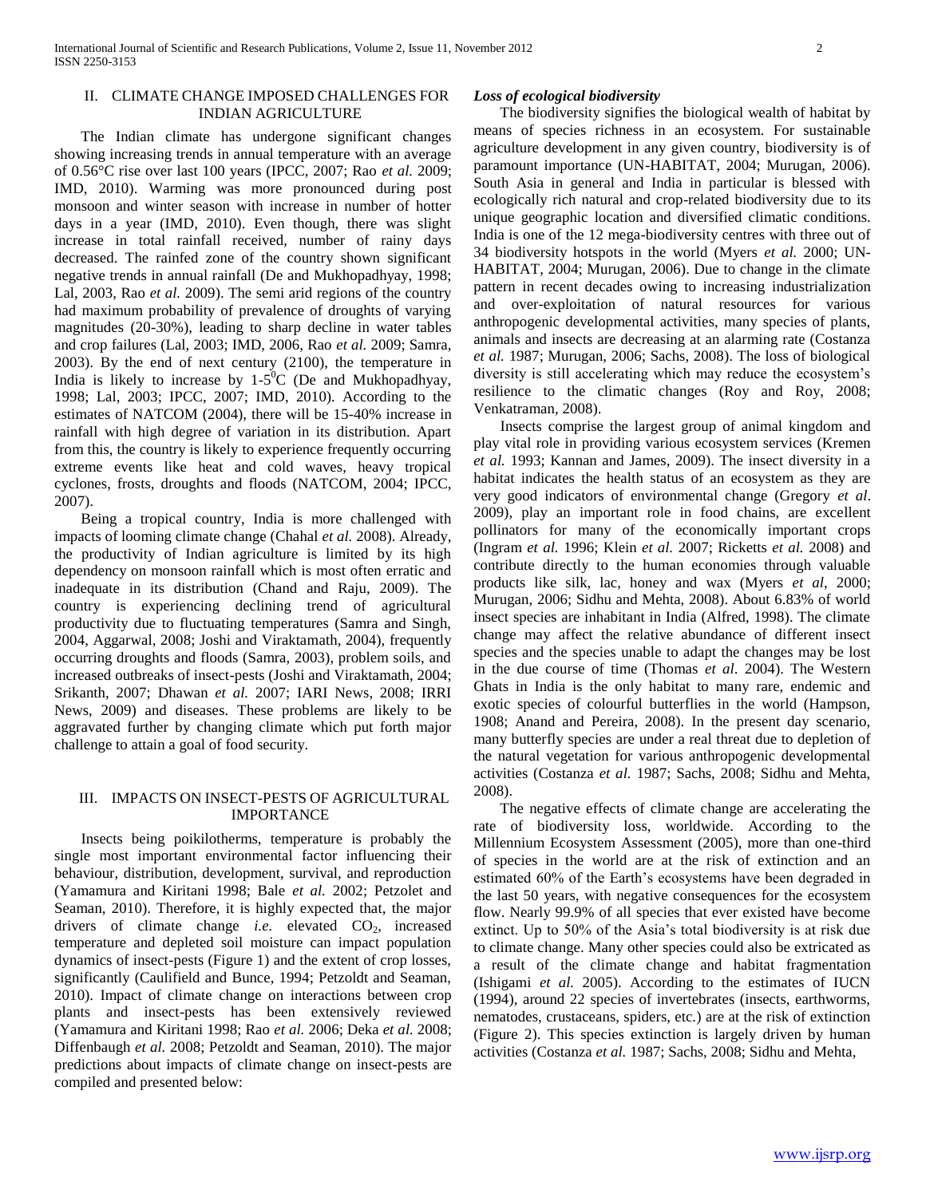## II. CLIMATE CHANGE IMPOSED CHALLENGES FOR INDIAN AGRICULTURE

The Indian climate has undergone significant changes showing increasing trends in annual temperature with an average of 0.56°C rise over last 100 years (IPCC, 2007; Rao *et al.* 2009; IMD, 2010). Warming was more pronounced during post monsoon and winter season with increase in number of hotter days in a year (IMD, 2010). Even though, there was slight increase in total rainfall received, number of rainy days decreased. The rainfed zone of the country shown significant negative trends in annual rainfall (De and Mukhopadhyay, 1998; Lal, 2003, Rao *et al.* 2009). The semi arid regions of the country had maximum probability of prevalence of droughts of varying magnitudes (20-30%), leading to sharp decline in water tables and crop failures (Lal, 2003; IMD, 2006, Rao *et al.* 2009; Samra, 2003). By the end of next century (2100), the temperature in India is likely to increase by 1-5$^0$C (De and Mukhopadhyay, 1998; Lal, 2003; IPCC, 2007; IMD, 2010). According to the estimates of NATCOM (2004), there will be 15-40% increase in rainfall with high degree of variation in its distribution. Apart from this, the country is likely to experience frequently occurring extreme events like heat and cold waves, heavy tropical cyclones, frosts, droughts and floods (NATCOM, 2004; IPCC, 2007).

Being a tropical country, India is more challenged with impacts of looming climate change (Chahal *et al.* 2008). Already, the productivity of Indian agriculture is limited by its high dependency on monsoon rainfall which is most often erratic and inadequate in its distribution (Chand and Raju, 2009). The country is experiencing declining trend of agricultural productivity due to fluctuating temperatures (Samra and Singh, 2004, Aggarwal, 2008; Joshi and Viraktamath, 2004), frequently occurring droughts and floods (Samra, 2003), problem soils, and increased outbreaks of insect-pests (Joshi and Viraktamath, 2004; Srikanth, 2007; Dhawan *et al.* 2007; IARI News, 2008; IRRI News, 2009) and diseases. These problems are likely to be aggravated further by changing climate which put forth major challenge to attain a goal of food security.

## III. IMPACTS ON INSECT-PESTS OF AGRICULTURAL IMPORTANCE

Insects being poikilotherms, temperature is probably the single most important environmental factor influencing their behaviour, distribution, development, survival, and reproduction (Yamamura and Kiritani 1998; Bale *et al.* 2002; Petzolet and Seaman, 2010). Therefore, it is highly expected that, the major drivers of climate change *i.e.* elevated $CO_2$, increased temperature and depleted soil moisture can impact population dynamics of insect-pests (Figure 1) and the extent of crop losses, significantly (Caulifield and Bunce, 1994; Petzoldt and Seaman, 2010). Impact of climate change on interactions between crop plants and insect-pests has been extensively reviewed (Yamamura and Kiritani 1998; Rao *et al.* 2006; Deka *et al.* 2008; Diffenbaugh *et al.* 2008; Petzoldt and Seaman, 2010). The major predictions about impacts of climate change on insect-pests are compiled and presented below:

### *Loss of ecological biodiversity*

The biodiversity signifies the biological wealth of habitat by means of species richness in an ecosystem. For sustainable agriculture development in any given country, biodiversity is of paramount importance (UN-HABITAT, 2004; Murugan, 2006). South Asia in general and India in particular is blessed with ecologically rich natural and crop-related biodiversity due to its unique geographic location and diversified climatic conditions. India is one of the 12 mega-biodiversity centres with three out of 34 biodiversity hotspots in the world (Myers *et al.* 2000; UN-HABITAT, 2004; Murugan, 2006). Due to change in the climate pattern in recent decades owing to increasing industrialization and over-exploitation of natural resources for various anthropogenic developmental activities, many species of plants, animals and insects are decreasing at an alarming rate (Costanza *et al.* 1987; Murugan, 2006; Sachs, 2008). The loss of biological diversity is still accelerating which may reduce the ecosystem's resilience to the climatic changes (Roy and Roy, 2008; Venkatraman, 2008).

Insects comprise the largest group of animal kingdom and play vital role in providing various ecosystem services (Kremen *et al.* 1993; Kannan and James, 2009). The insect diversity in a habitat indicates the health status of an ecosystem as they are very good indicators of environmental change (Gregory *et al*. 2009), play an important role in food chains, are excellent pollinators for many of the economically important crops (Ingram *et al.* 1996; Klein *et al.* 2007; Ricketts *et al.* 2008) and contribute directly to the human economies through valuable products like silk, lac, honey and wax (Myers *et al*, 2000; Murugan, 2006; Sidhu and Mehta, 2008). About 6.83% of world insect species are inhabitant in India (Alfred, 1998). The climate change may affect the relative abundance of different insect species and the species unable to adapt the changes may be lost in the due course of time (Thomas *et al*. 2004). The Western Ghats in India is the only habitat to many rare, endemic and exotic species of colourful butterflies in the world (Hampson, 1908; Anand and Pereira, 2008). In the present day scenario, many butterfly species are under a real threat due to depletion of the natural vegetation for various anthropogenic developmental activities (Costanza *et al.* 1987; Sachs, 2008; Sidhu and Mehta, 2008).

The negative effects of climate change are accelerating the rate of biodiversity loss, worldwide. According to the Millennium Ecosystem Assessment (2005), more than one-third of species in the world are at the risk of extinction and an estimated 60% of the Earth's ecosystems have been degraded in the last 50 years, with negative consequences for the ecosystem flow. Nearly 99.9% of all species that ever existed have become extinct. Up to 50% of the Asia's total biodiversity is at risk due to climate change. Many other species could also be extricated as a result of the climate change and habitat fragmentation (Ishigami *et al.* 2005). According to the estimates of IUCN (1994), around 22 species of invertebrates (insects, earthworms, nematodes, crustaceans, spiders, etc.) are at the risk of extinction (Figure 2). This species extinction is largely driven by human activities (Costanza *et al.* 1987; Sachs, 2008; Sidhu and Mehta,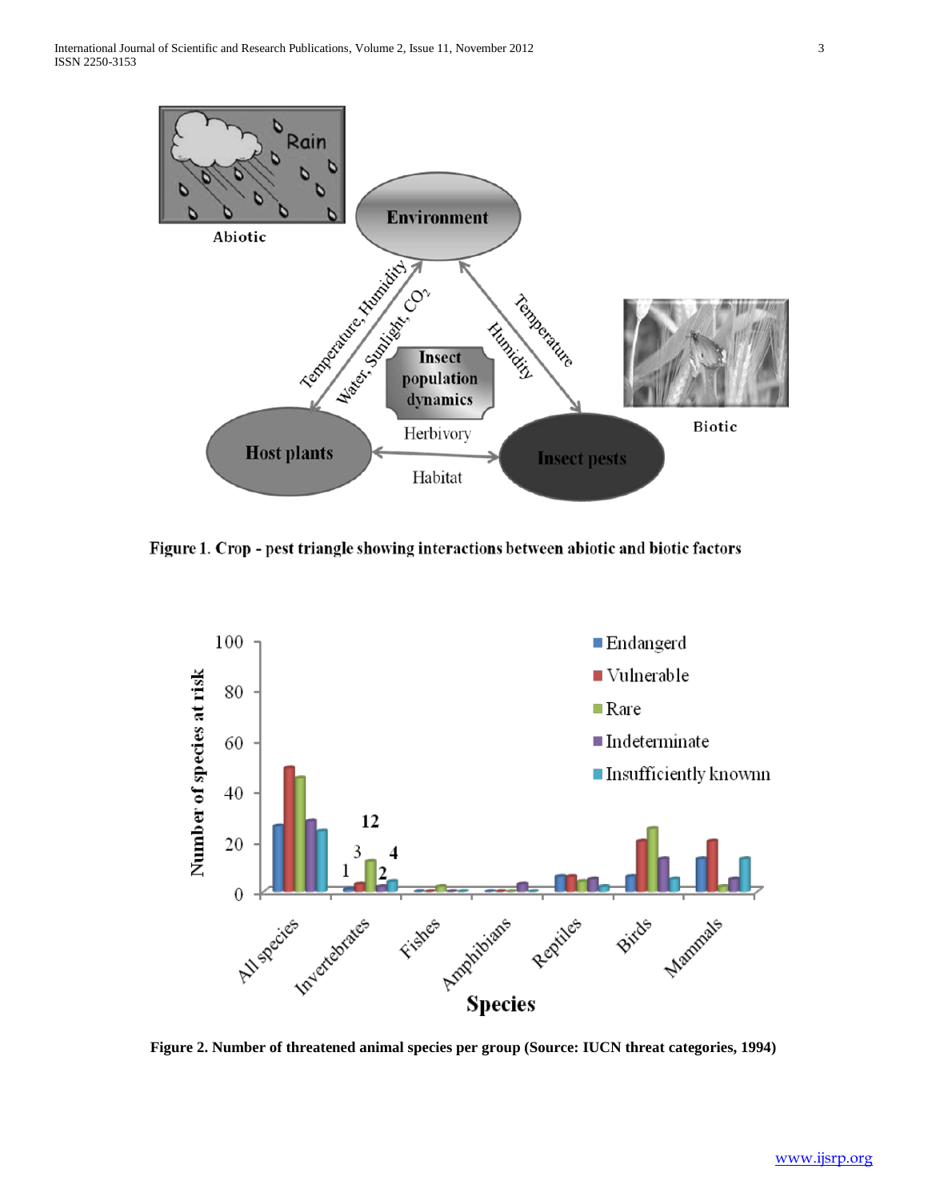Figure 1. Crop - pest triangle showing interactions between abiotic and biotic factors

Figure 2. Number of threatened animal species per group (Source: IUCN threat categories, 1994)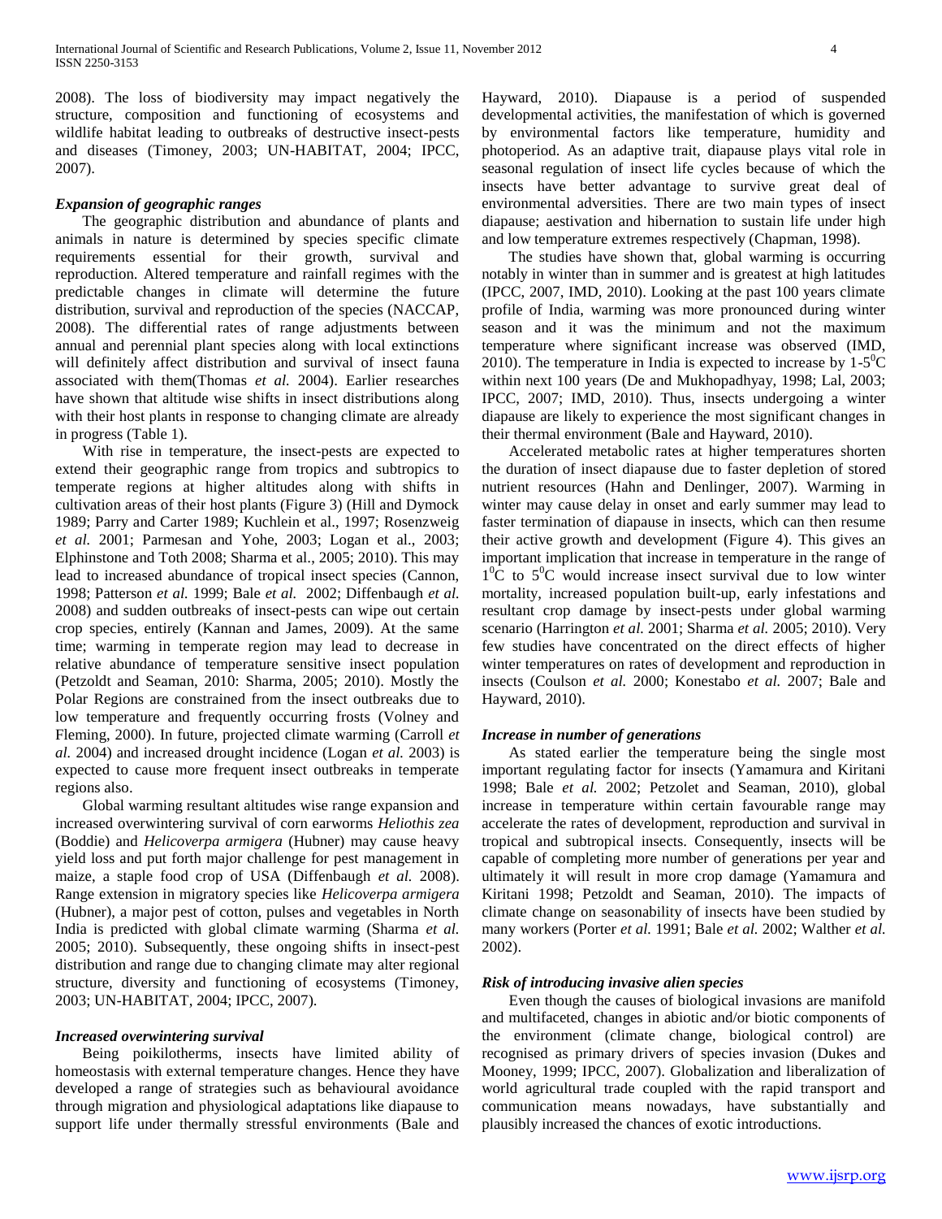2008). The loss of biodiversity may impact negatively the structure, composition and functioning of ecosystems and wildlife habitat leading to outbreaks of destructive insect-pests and diseases (Timoney, 2003; UN-HABITAT, 2004; IPCC, 2007).

### *Expansion of geographic ranges*

The geographic distribution and abundance of plants and animals in nature is determined by species specific climate requirements essential for their growth, survival and reproduction. Altered temperature and rainfall regimes with the predictable changes in climate will determine the future distribution, survival and reproduction of the species (NACCAP, 2008). The differential rates of range adjustments between annual and perennial plant species along with local extinctions will definitely affect distribution and survival of insect fauna associated with them(Thomas *et al.* 2004). Earlier researches have shown that altitude wise shifts in insect distributions along with their host plants in response to changing climate are already in progress (Table 1).

With rise in temperature, the insect-pests are expected to extend their geographic range from tropics and subtropics to temperate regions at higher altitudes along with shifts in cultivation areas of their host plants (Figure 3) (Hill and Dymock 1989; Parry and Carter 1989; Kuchlein et al., 1997; Rosenzweig *et al.* 2001; Parmesan and Yohe, 2003; Logan et al., 2003; Elphinstone and Toth 2008; Sharma et al., 2005; 2010). This may lead to increased abundance of tropical insect species (Cannon, 1998; Patterson *et al.* 1999; Bale *et al.* 2002; Diffenbaugh *et al.* 2008) and sudden outbreaks of insect-pests can wipe out certain crop species, entirely (Kannan and James, 2009). At the same time; warming in temperate region may lead to decrease in relative abundance of temperature sensitive insect population (Petzoldt and Seaman, 2010: Sharma, 2005; 2010). Mostly the Polar Regions are constrained from the insect outbreaks due to low temperature and frequently occurring frosts (Volney and Fleming, 2000). In future, projected climate warming (Carroll *et al.* 2004) and increased drought incidence (Logan *et al.* 2003) is expected to cause more frequent insect outbreaks in temperate regions also.

Global warming resultant altitudes wise range expansion and increased overwintering survival of corn earworms *Heliothis zea* (Boddie) and *Helicoverpa armigera* (Hubner) may cause heavy yield loss and put forth major challenge for pest management in maize, a staple food crop of USA (Diffenbaugh *et al.* 2008). Range extension in migratory species like *Helicoverpa armigera* (Hubner), a major pest of cotton, pulses and vegetables in North India is predicted with global climate warming (Sharma *et al.* 2005; 2010). Subsequently, these ongoing shifts in insect-pest distribution and range due to changing climate may alter regional structure, diversity and functioning of ecosystems (Timoney, 2003; UN-HABITAT, 2004; IPCC, 2007).

### *Increased overwintering survival*

Being poikilotherms, insects have limited ability of homeostasis with external temperature changes. Hence they have developed a range of strategies such as behavioural avoidance through migration and physiological adaptations like diapause to support life under thermally stressful environments (Bale and Hayward, 2010). Diapause is a period of suspended developmental activities, the manifestation of which is governed by environmental factors like temperature, humidity and photoperiod. As an adaptive trait, diapause plays vital role in seasonal regulation of insect life cycles because of which the insects have better advantage to survive great deal of environmental adversities. There are two main types of insect diapause; aestivation and hibernation to sustain life under high and low temperature extremes respectively (Chapman, 1998).

The studies have shown that, global warming is occurring notably in winter than in summer and is greatest at high latitudes (IPCC, 2007, IMD, 2010). Looking at the past 100 years climate profile of India, warming was more pronounced during winter season and it was the minimum and not the maximum temperature where significant increase was observed (IMD, 2010). The temperature in India is expected to increase by 1-5$^0$C within next 100 years (De and Mukhopadhyay, 1998; Lal, 2003; IPCC, 2007; IMD, 2010). Thus, insects undergoing a winter diapause are likely to experience the most significant changes in their thermal environment (Bale and Hayward, 2010).

Accelerated metabolic rates at higher temperatures shorten the duration of insect diapause due to faster depletion of stored nutrient resources (Hahn and Denlinger, 2007). Warming in winter may cause delay in onset and early summer may lead to faster termination of diapause in insects, which can then resume their active growth and development (Figure 4). This gives an important implication that increase in temperature in the range of 1$^0$C to 5$^0$C would increase insect survival due to low winter mortality, increased population built-up, early infestations and resultant crop damage by insect-pests under global warming scenario (Harrington *et al.* 2001; Sharma *et al.* 2005; 2010). Very few studies have concentrated on the direct effects of higher winter temperatures on rates of development and reproduction in insects (Coulson *et al.* 2000; Konestabo *et al.* 2007; Bale and Hayward, 2010).

### *Increase in number of generations*

As stated earlier the temperature being the single most important regulating factor for insects (Yamamura and Kiritani 1998; Bale *et al.* 2002; Petzolet and Seaman, 2010), global increase in temperature within certain favourable range may accelerate the rates of development, reproduction and survival in tropical and subtropical insects. Consequently, insects will be capable of completing more number of generations per year and ultimately it will result in more crop damage (Yamamura and Kiritani 1998; Petzoldt and Seaman, 2010). The impacts of climate change on seasonability of insects have been studied by many workers (Porter *et al.* 1991; Bale *et al.* 2002; Walther *et al.* 2002).

### *Risk of introducing invasive alien species*

Even though the causes of biological invasions are manifold and multifaceted, changes in abiotic and/or biotic components of the environment (climate change, biological control) are recognised as primary drivers of species invasion (Dukes and Mooney, 1999; IPCC, 2007). Globalization and liberalization of world agricultural trade coupled with the rapid transport and communication means nowadays, have substantially and plausibly increased the chances of exotic introductions.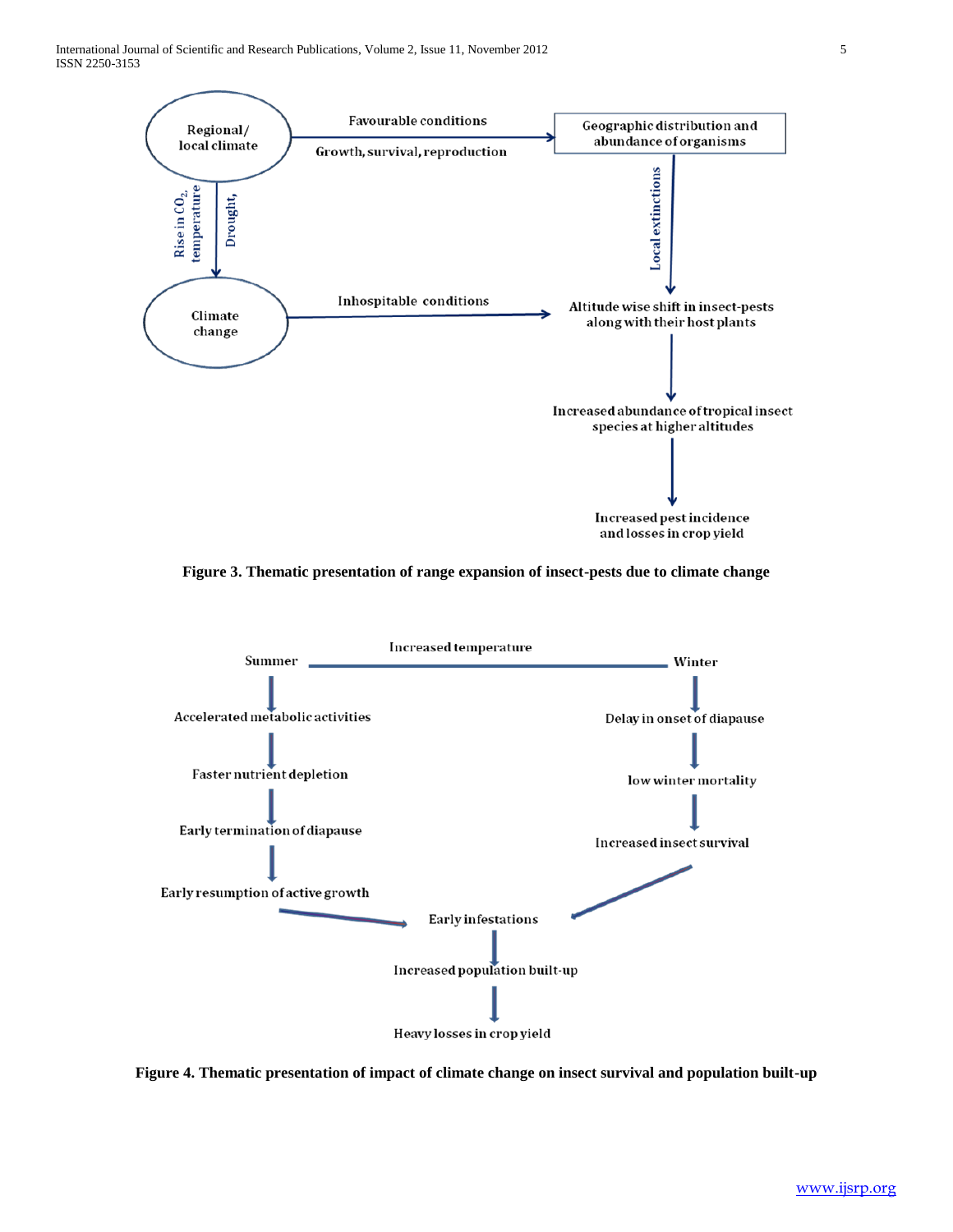Regional/ local climate

Favourable conditions

Growth, survival, reproduction

Geographic distribution and abundance of organisms

Rise in $CO_2$, temperature

Drought,

Local extinctions

Climate change

Inhospitable conditions

Altitude wise shift in insect-pests along with their host plants

Increased abundance of tropical insect species at higher altitudes

Increased pest incidence and losses in crop yield

**Figure 3. Thematic presentation of range expansion of insect-pests due to climate change**

Increased temperature

Summer

Winter

Accelerated metabolic activities

Faster nutrient depletion

Early termination of diapause

Early resumption of active growth

Delay in onset of diapause

low winter mortality

Increased insect survival

Early infestations

Increased population built-up

Heavy losses in crop yield

**Figure 4. Thematic presentation of impact of climate change on insect survival and population built-up**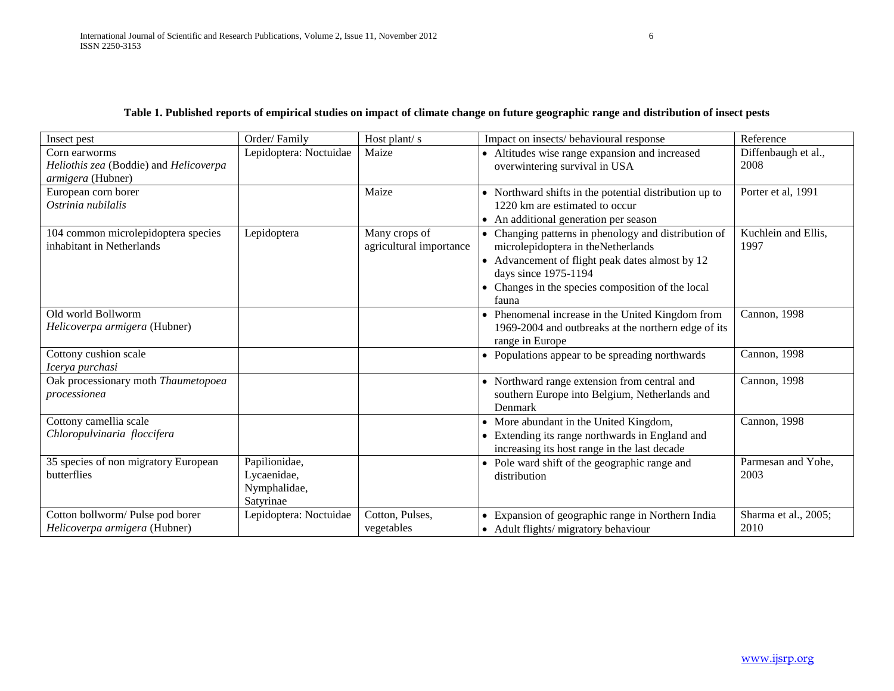**Table 1. Published reports of empirical studies on impact of climate change on future geographic range and distribution of insect pests**

| Insect pest | Order/ Family | Host plant/ s | Impact on insects/ behavioural response | Reference |
|---|---|---|---|---|
| Corn earworms *Heliothis zea* (Boddie) and *Helicoverpa armigera* (Hubner) | Lepidoptera: Noctuidae | Maize | • Altitudes wise range expansion and increased overwintering survival in USA | Diffenbaugh et al., 2008 |
| European corn borer *Ostrinia nubilalis* | | Maize | • Northward shifts in the potential distribution up to 1220 km are estimated to occur<br>• An additional generation per season | Porter et al, 1991 |
| 104 common microlepidoptera species inhabitant in Netherlands | Lepidoptera | Many crops of agricultural importance | • Changing patterns in phenology and distribution of microlepidoptera in theNetherlands<br>• Advancement of flight peak dates almost by 12 days since 1975-1194<br>• Changes in the species composition of the local fauna | Kuchlein and Ellis, 1997 |
| Old world Bollworm *Helicoverpa armigera* (Hubner) | | | • Phenomenal increase in the United Kingdom from 1969-2004 and outbreaks at the northern edge of its range in Europe | Cannon, 1998 |
| Cottony cushion scale *Icerya purchasi* | | | • Populations appear to be spreading northwards | Cannon, 1998 |
| Oak processionary moth *Thaumetopoea processionea* | | | • Northward range extension from central and southern Europe into Belgium, Netherlands and Denmark | Cannon, 1998 |
| Cottony camellia scale *Chloropulvinaria floccifera* | | | • More abundant in the United Kingdom,<br>• Extending its range northwards in England and increasing its host range in the last decade | Cannon, 1998 |
| 35 species of non migratory European butterflies | Papilionidae, Lycaenidae, Nymphalidae, Satyrinae | | • Pole ward shift of the geographic range and distribution | Parmesan and Yohe, 2003 |
| Cotton bollworm/ Pulse pod borer *Helicoverpa armigera* (Hubner) | Lepidoptera: Noctuidae | Cotton, Pulses, vegetables | • Expansion of geographic range in Northern India<br>• Adult flights/ migratory behaviour | Sharma et al., 2005; 2010 |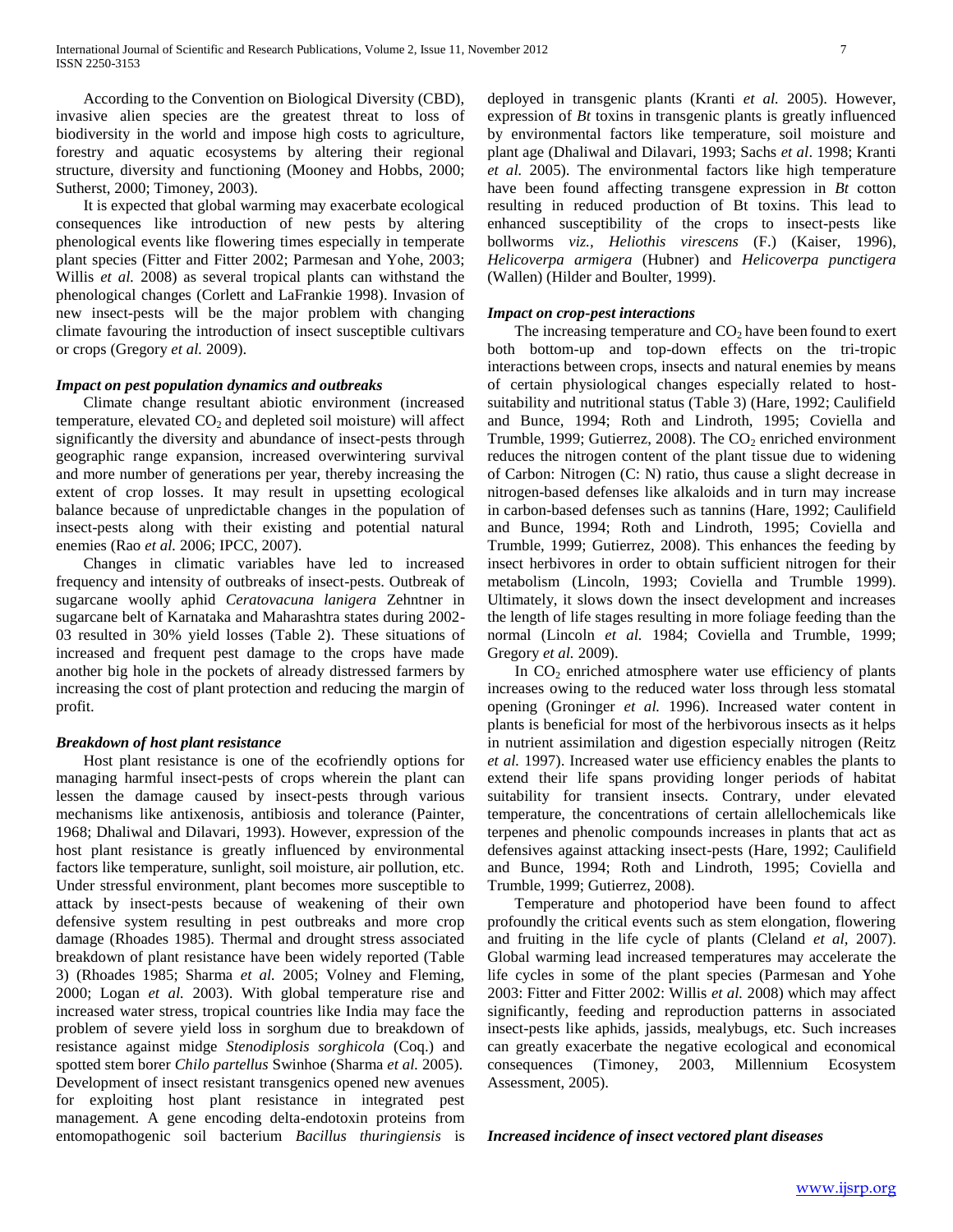According to the Convention on Biological Diversity (CBD), invasive alien species are the greatest threat to loss of biodiversity in the world and impose high costs to agriculture, forestry and aquatic ecosystems by altering their regional structure, diversity and functioning (Mooney and Hobbs, 2000; Sutherst, 2000; Timoney, 2003).

It is expected that global warming may exacerbate ecological consequences like introduction of new pests by altering phenological events like flowering times especially in temperate plant species (Fitter and Fitter 2002; Parmesan and Yohe, 2003; Willis *et al.* 2008) as several tropical plants can withstand the phenological changes (Corlett and LaFrankie 1998). Invasion of new insect-pests will be the major problem with changing climate favouring the introduction of insect susceptible cultivars or crops (Gregory *et al.* 2009).

### *Impact on pest population dynamics and outbreaks*

Climate change resultant abiotic environment (increased temperature, elevated $CO_2$ and depleted soil moisture) will affect significantly the diversity and abundance of insect-pests through geographic range expansion, increased overwintering survival and more number of generations per year, thereby increasing the extent of crop losses. It may result in upsetting ecological balance because of unpredictable changes in the population of insect-pests along with their existing and potential natural enemies (Rao *et al.* 2006; IPCC, 2007).

Changes in climatic variables have led to increased frequency and intensity of outbreaks of insect-pests. Outbreak of sugarcane woolly aphid *Ceratovacuna lanigera* Zehntner in sugarcane belt of Karnataka and Maharashtra states during 2002-03 resulted in 30% yield losses (Table 2). These situations of increased and frequent pest damage to the crops have made another big hole in the pockets of already distressed farmers by increasing the cost of plant protection and reducing the margin of profit.

### *Breakdown of host plant resistance*

Host plant resistance is one of the ecofriendly options for managing harmful insect-pests of crops wherein the plant can lessen the damage caused by insect-pests through various mechanisms like antixenosis, antibiosis and tolerance (Painter, 1968; Dhaliwal and Dilavari, 1993). However, expression of the host plant resistance is greatly influenced by environmental factors like temperature, sunlight, soil moisture, air pollution, etc. Under stressful environment, plant becomes more susceptible to attack by insect-pests because of weakening of their own defensive system resulting in pest outbreaks and more crop damage (Rhoades 1985). Thermal and drought stress associated breakdown of plant resistance have been widely reported (Table 3) (Rhoades 1985; Sharma *et al.* 2005; Volney and Fleming, 2000; Logan *et al.* 2003). With global temperature rise and increased water stress, tropical countries like India may face the problem of severe yield loss in sorghum due to breakdown of resistance against midge *Stenodiplosis sorghicola* (Coq.) and spotted stem borer *Chilo partellus* Swinhoe (Sharma *et al.* 2005). Development of insect resistant transgenics opened new avenues for exploiting host plant resistance in integrated pest management. A gene encoding delta-endotoxin proteins from entomopathogenic soil bacterium *Bacillus thuringiensis* is deployed in transgenic plants (Kranti *et al.* 2005). However, expression of *Bt* toxins in transgenic plants is greatly influenced by environmental factors like temperature, soil moisture and plant age (Dhaliwal and Dilavari, 1993; Sachs *et al*. 1998; Kranti *et al.* 2005). The environmental factors like high temperature have been found affecting transgene expression in *Bt* cotton resulting in reduced production of Bt toxins. This lead to enhanced susceptibility of the crops to insect-pests like bollworms *viz.*, *Heliothis virescens* (F.) (Kaiser, 1996), *Helicoverpa armigera* (Hubner) and *Helicoverpa punctigera* (Wallen) (Hilder and Boulter, 1999).

### *Impact on crop-pest interactions*

The increasing temperature and $CO_2$ have been found to exert both bottom-up and top-down effects on the tri-tropic interactions between crops, insects and natural enemies by means of certain physiological changes especially related to host-suitability and nutritional status (Table 3) (Hare, 1992; Caulifield and Bunce, 1994; Roth and Lindroth, 1995; Coviella and Trumble, 1999; Gutierrez, 2008). The $CO_2$ enriched environment reduces the nitrogen content of the plant tissue due to widening of Carbon: Nitrogen (C: N) ratio, thus cause a slight decrease in nitrogen-based defenses like alkaloids and in turn may increase in carbon-based defenses such as tannins (Hare, 1992; Caulifield and Bunce, 1994; Roth and Lindroth, 1995; Coviella and Trumble, 1999; Gutierrez, 2008). This enhances the feeding by insect herbivores in order to obtain sufficient nitrogen for their metabolism (Lincoln, 1993; Coviella and Trumble 1999). Ultimately, it slows down the insect development and increases the length of life stages resulting in more foliage feeding than the normal (Lincoln *et al.* 1984; Coviella and Trumble, 1999; Gregory *et al.* 2009).

In $CO_2$ enriched atmosphere water use efficiency of plants increases owing to the reduced water loss through less stomatal opening (Groninger *et al.* 1996). Increased water content in plants is beneficial for most of the herbivorous insects as it helps in nutrient assimilation and digestion especially nitrogen (Reitz *et al.* 1997). Increased water use efficiency enables the plants to extend their life spans providing longer periods of habitat suitability for transient insects. Contrary, under elevated temperature, the concentrations of certain allellochemicals like terpenes and phenolic compounds increases in plants that act as defensives against attacking insect-pests (Hare, 1992; Caulifield and Bunce, 1994; Roth and Lindroth, 1995; Coviella and Trumble, 1999; Gutierrez, 2008).

Temperature and photoperiod have been found to affect profoundly the critical events such as stem elongation, flowering and fruiting in the life cycle of plants (Cleland *et al,* 2007). Global warming lead increased temperatures may accelerate the life cycles in some of the plant species (Parmesan and Yohe 2003: Fitter and Fitter 2002: Willis *et al.* 2008) which may affect significantly, feeding and reproduction patterns in associated insect-pests like aphids, jassids, mealybugs, etc. Such increases can greatly exacerbate the negative ecological and economical consequences (Timoney, 2003, Millennium Ecosystem Assessment, 2005).

### *Increased incidence of insect vectored plant diseases*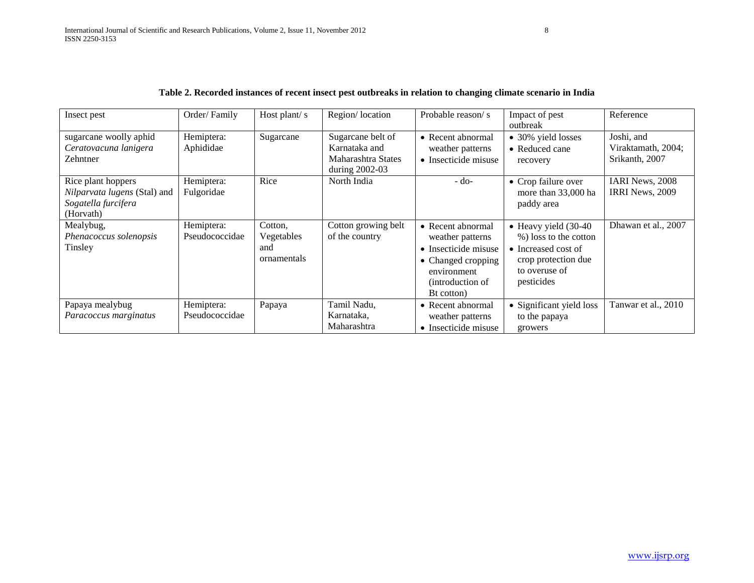**Table 2. Recorded instances of recent insect pest outbreaks in relation to changing climate scenario in India**

| Insect pest | Order/ Family | Host plant/ s | Region/ location | Probable reason/ s | Impact of pest outbreak | Reference |
|---|---|---|---|---|---|---|
| sugarcane woolly aphid *Ceratovacuna lanigera* Zehntner | Hemiptera: Aphididae | Sugarcane | Sugarcane belt of Karnataka and Maharashtra States during 2002-03 | • Recent abnormal weather patterns<br>• Insecticide misuse | • 30% yield losses<br>• Reduced cane recovery | Joshi, and Viraktamath, 2004; Srikanth, 2007 |
| Rice plant hoppers *Nilparvata lugens* (Stal) and *Sogatella furcifera* (Horvath) | Hemiptera: Fulgoridae | Rice | North India | - do- | • Crop failure over more than 33,000 ha paddy area | IARI News, 2008 IRRI News, 2009 |
| Mealybug, *Phenacoccus solenopsis* Tinsley | Hemiptera: Pseudococcidae | Cotton, Vegetables and ornamentals | Cotton growing belt of the country | • Recent abnormal weather patterns<br>• Insecticide misuse<br>• Changed cropping environment (introduction of Bt cotton) | • Heavy yield (30-40 %) loss to the cotton<br>• Increased cost of crop protection due to overuse of pesticides | Dhawan et al., 2007 |
| Papaya mealybug *Paracoccus marginatus* | Hemiptera: Pseudococcidae | Papaya | Tamil Nadu, Karnataka, Maharashtra | • Recent abnormal weather patterns<br>• Insecticide misuse | • Significant yield loss to the papaya growers | Tanwar et al., 2010 |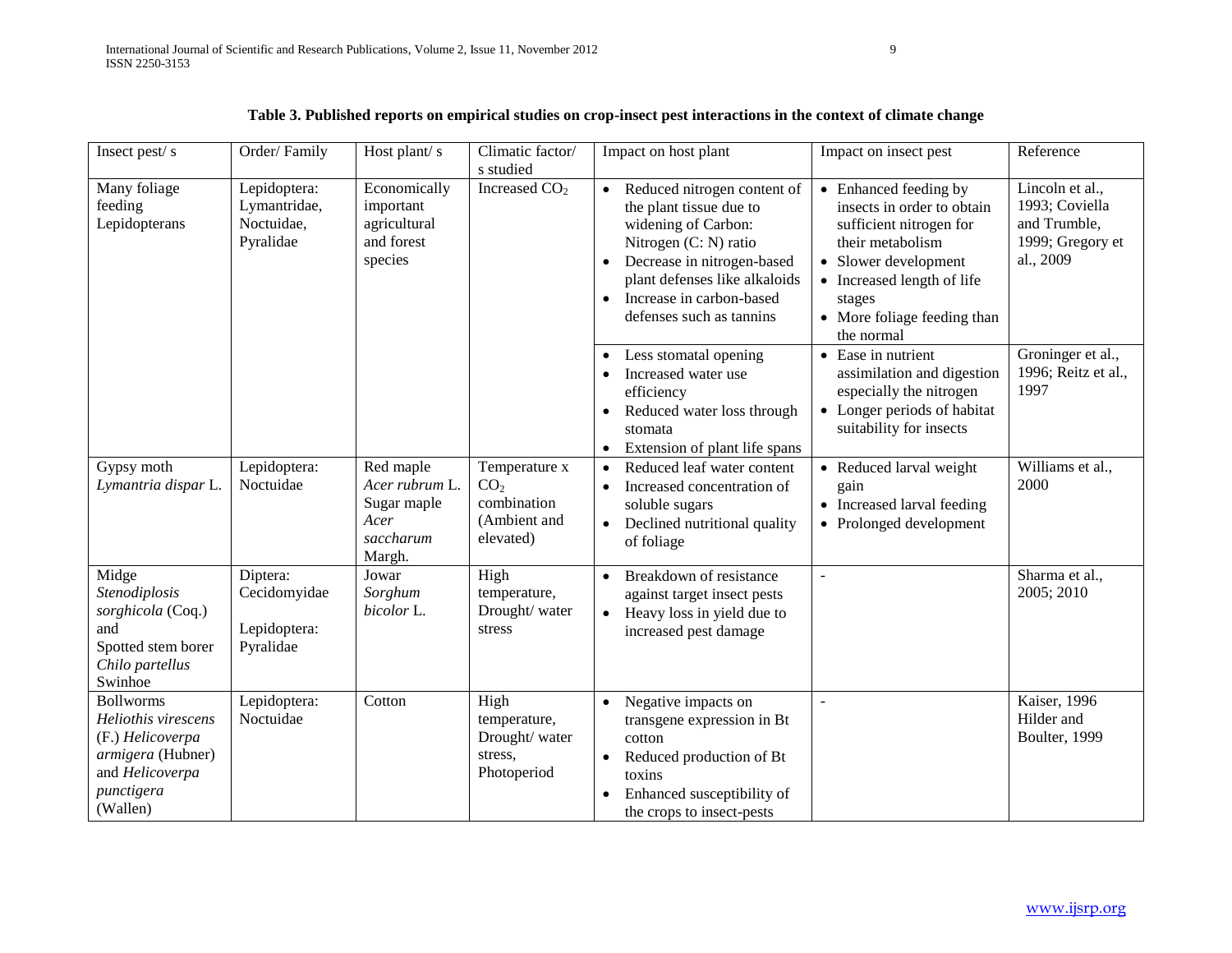**Table 3. Published reports on empirical studies on crop-insect pest interactions in the context of climate change**

| Insect pest/ s | Order/ Family | Host plant/ s | Climatic factor/ s studied | Impact on host plant | Impact on insect pest | Reference |
|---|---|---|---|---|---|---|
| Many foliage feeding Lepidopterans | Lepidoptera: Lymantridae, Noctuidae, Pyralidae | Economically important agricultural and forest species | Increased $CO_2$ | • Reduced nitrogen content of the plant tissue due to widening of Carbon: Nitrogen (C: N) ratio<br>• Decrease in nitrogen-based plant defenses like alkaloids<br>• Increase in carbon-based defenses such as tannins | • Enhanced feeding by insects in order to obtain sufficient nitrogen for their metabolism<br>• Slower development<br>• Increased length of life stages<br>• More foliage feeding than the normal | Lincoln et al., 1993; Coviella and Trumble, 1999; Gregory et al., 2009 |
| | | | | • Less stomatal opening<br>• Increased water use efficiency<br>• Reduced water loss through stomata<br>• Extension of plant life spans | • Ease in nutrient assimilation and digestion especially the nitrogen<br>• Longer periods of habitat suitability for insects | Groninger et al., 1996; Reitz et al., 1997 |
| Gypsy moth *Lymantria dispar* L. | Lepidoptera: Noctuidae | Red maple *Acer rubrum* L. Sugar maple *Acer saccharum* Margh. | Temperature x $CO_2$ combination (Ambient and elevated) | • Reduced leaf water content<br>• Increased concentration of soluble sugars<br>• Declined nutritional quality of foliage | • Reduced larval weight gain<br>• Increased larval feeding<br>• Prolonged development | Williams et al., 2000 |
| Midge *Stenodiplosis sorghicola* (Coq.) and Spotted stem borer *Chilo partellus* Swinhoe | Diptera: Cecidomyidae<br><br>Lepidoptera: Pyralidae | Jowar *Sorghum bicolor* L. | High temperature, Drought/ water stress | • Breakdown of resistance against target insect pests<br>• Heavy loss in yield due to increased pest damage | - | Sharma et al., 2005; 2010 |
| Bollworms *Heliothis virescens* (F.) *Helicoverpa armigera* (Hubner) and *Helicoverpa punctigera* (Wallen) | Lepidoptera: Noctuidae | Cotton | High temperature, Drought/ water stress, Photoperiod | • Negative impacts on transgene expression in Bt cotton<br>• Reduced production of Bt toxins<br>• Enhanced susceptibility of the crops to insect-pests | - | Kaiser, 1996 Hilder and Boulter, 1999 |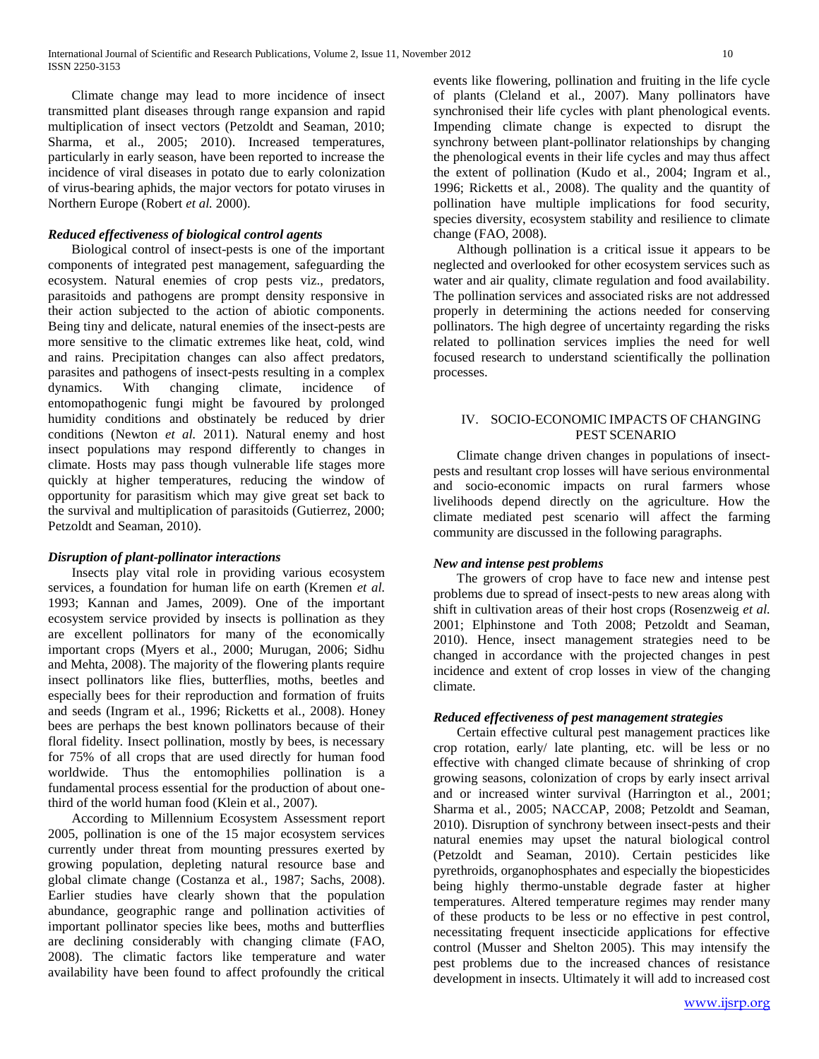Climate change may lead to more incidence of insect transmitted plant diseases through range expansion and rapid multiplication of insect vectors (Petzoldt and Seaman, 2010; Sharma, et al., 2005; 2010). Increased temperatures, particularly in early season, have been reported to increase the incidence of viral diseases in potato due to early colonization of virus-bearing aphids, the major vectors for potato viruses in Northern Europe (Robert *et al.* 2000).

### *Reduced effectiveness of biological control agents*

Biological control of insect-pests is one of the important components of integrated pest management, safeguarding the ecosystem. Natural enemies of crop pests viz., predators, parasitoids and pathogens are prompt density responsive in their action subjected to the action of abiotic components. Being tiny and delicate, natural enemies of the insect-pests are more sensitive to the climatic extremes like heat, cold, wind and rains. Precipitation changes can also affect predators, parasites and pathogens of insect-pests resulting in a complex dynamics. With changing climate, incidence of entomopathogenic fungi might be favoured by prolonged humidity conditions and obstinately be reduced by drier conditions (Newton *et al.* 2011). Natural enemy and host insect populations may respond differently to changes in climate. Hosts may pass though vulnerable life stages more quickly at higher temperatures, reducing the window of opportunity for parasitism which may give great set back to the survival and multiplication of parasitoids (Gutierrez, 2000; Petzoldt and Seaman, 2010).

### *Disruption of plant-pollinator interactions*

Insects play vital role in providing various ecosystem services, a foundation for human life on earth (Kremen *et al.* 1993; Kannan and James, 2009). One of the important ecosystem service provided by insects is pollination as they are excellent pollinators for many of the economically important crops (Myers et al., 2000; Murugan, 2006; Sidhu and Mehta, 2008). The majority of the flowering plants require insect pollinators like flies, butterflies, moths, beetles and especially bees for their reproduction and formation of fruits and seeds (Ingram et al., 1996; Ricketts et al., 2008). Honey bees are perhaps the best known pollinators because of their floral fidelity. Insect pollination, mostly by bees, is necessary for 75% of all crops that are used directly for human food worldwide. Thus the entomophilies pollination is a fundamental process essential for the production of about one-third of the world human food (Klein et al., 2007).

According to Millennium Ecosystem Assessment report 2005, pollination is one of the 15 major ecosystem services currently under threat from mounting pressures exerted by growing population, depleting natural resource base and global climate change (Costanza et al., 1987; Sachs, 2008). Earlier studies have clearly shown that the population abundance, geographic range and pollination activities of important pollinator species like bees, moths and butterflies are declining considerably with changing climate (FAO, 2008). The climatic factors like temperature and water availability have been found to affect profoundly the critical events like flowering, pollination and fruiting in the life cycle of plants (Cleland et al., 2007). Many pollinators have synchronised their life cycles with plant phenological events. Impending climate change is expected to disrupt the synchrony between plant-pollinator relationships by changing the phenological events in their life cycles and may thus affect the extent of pollination (Kudo et al., 2004; Ingram et al., 1996; Ricketts et al., 2008). The quality and the quantity of pollination have multiple implications for food security, species diversity, ecosystem stability and resilience to climate change (FAO, 2008).

Although pollination is a critical issue it appears to be neglected and overlooked for other ecosystem services such as water and air quality, climate regulation and food availability. The pollination services and associated risks are not addressed properly in determining the actions needed for conserving pollinators. The high degree of uncertainty regarding the risks related to pollination services implies the need for well focused research to understand scientifically the pollination processes.

## IV. SOCIO-ECONOMIC IMPACTS OF CHANGING PEST SCENARIO

Climate change driven changes in populations of insect-pests and resultant crop losses will have serious environmental and socio-economic impacts on rural farmers whose livelihoods depend directly on the agriculture. How the climate mediated pest scenario will affect the farming community are discussed in the following paragraphs.

### *New and intense pest problems*

The growers of crop have to face new and intense pest problems due to spread of insect-pests to new areas along with shift in cultivation areas of their host crops (Rosenzweig *et al.* 2001; Elphinstone and Toth 2008; Petzoldt and Seaman, 2010). Hence, insect management strategies need to be changed in accordance with the projected changes in pest incidence and extent of crop losses in view of the changing climate.

### *Reduced effectiveness of pest management strategies*

Certain effective cultural pest management practices like crop rotation, early/ late planting, etc. will be less or no effective with changed climate because of shrinking of crop growing seasons, colonization of crops by early insect arrival and or increased winter survival (Harrington et al., 2001; Sharma et al., 2005; NACCAP, 2008; Petzoldt and Seaman, 2010). Disruption of synchrony between insect-pests and their natural enemies may upset the natural biological control (Petzoldt and Seaman, 2010). Certain pesticides like pyrethroids, organophosphates and especially the biopesticides being highly thermo-unstable degrade faster at higher temperatures. Altered temperature regimes may render many of these products to be less or no effective in pest control, necessitating frequent insecticide applications for effective control (Musser and Shelton 2005). This may intensify the pest problems due to the increased chances of resistance development in insects. Ultimately it will add to increased cost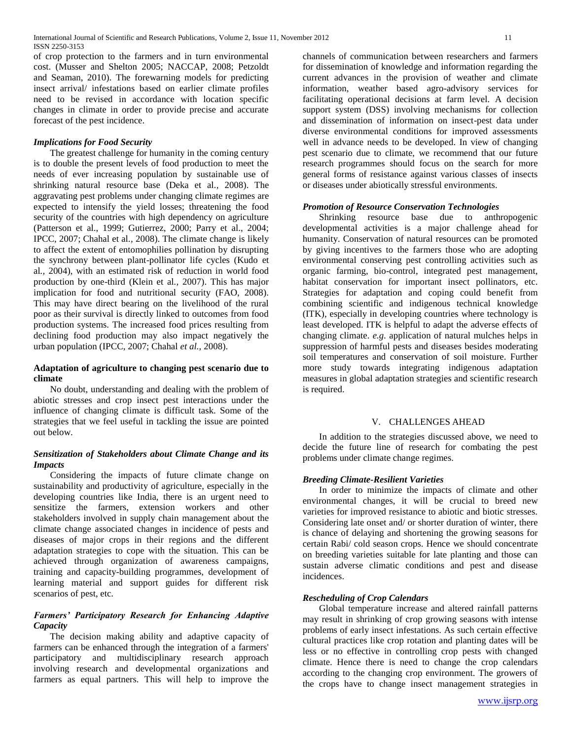of crop protection to the farmers and in turn environmental cost. (Musser and Shelton 2005; NACCAP, 2008; Petzoldt and Seaman, 2010). The forewarning models for predicting insect arrival/ infestations based on earlier climate profiles need to be revised in accordance with location specific changes in climate in order to provide precise and accurate forecast of the pest incidence.

### *Implications for Food Security*

The greatest challenge for humanity in the coming century is to double the present levels of food production to meet the needs of ever increasing population by sustainable use of shrinking natural resource base (Deka et al., 2008). The aggravating pest problems under changing climate regimes are expected to intensify the yield losses; threatening the food security of the countries with high dependency on agriculture (Patterson et al., 1999; Gutierrez, 2000; Parry et al., 2004; IPCC, 2007; Chahal et al., 2008). The climate change is likely to affect the extent of entomophilies pollination by disrupting the synchrony between plant-pollinator life cycles (Kudo et al., 2004), with an estimated risk of reduction in world food production by one-third (Klein et al., 2007). This has major implication for food and nutritional security (FAO, 2008). This may have direct bearing on the livelihood of the rural poor as their survival is directly linked to outcomes from food production systems. The increased food prices resulting from declining food production may also impact negatively the urban population (IPCC, 2007; Chahal *et al.*, 2008).

### **Adaptation of agriculture to changing pest scenario due to climate**

No doubt, understanding and dealing with the problem of abiotic stresses and crop insect pest interactions under the influence of changing climate is difficult task. Some of the strategies that we feel useful in tackling the issue are pointed out below.

### *Sensitization of Stakeholders about Climate Change and its Impacts*

Considering the impacts of future climate change on sustainability and productivity of agriculture, especially in the developing countries like India, there is an urgent need to sensitize the farmers, extension workers and other stakeholders involved in supply chain management about the climate change associated changes in incidence of pests and diseases of major crops in their regions and the different adaptation strategies to cope with the situation. This can be achieved through organization of awareness campaigns, training and capacity-building programmes, development of learning material and support guides for different risk scenarios of pest, etc.

### *Farmers' Participatory Research for Enhancing Adaptive Capacity*

The decision making ability and adaptive capacity of farmers can be enhanced through the integration of a farmers' participatory and multidisciplinary research approach involving research and developmental organizations and farmers as equal partners. This will help to improve the channels of communication between researchers and farmers for dissemination of knowledge and information regarding the current advances in the provision of weather and climate information, weather based agro-advisory services for facilitating operational decisions at farm level. A decision support system (DSS) involving mechanisms for collection and dissemination of information on insect-pest data under diverse environmental conditions for improved assessments well in advance needs to be developed. In view of changing pest scenario due to climate, we recommend that our future research programmes should focus on the search for more general forms of resistance against various classes of insects or diseases under abiotically stressful environments.

### *Promotion of Resource Conservation Technologies*

Shrinking resource base due to anthropogenic developmental activities is a major challenge ahead for humanity. Conservation of natural resources can be promoted by giving incentives to the farmers those who are adopting environmental conserving pest controlling activities such as organic farming, bio-control, integrated pest management, habitat conservation for important insect pollinators, etc. Strategies for adaptation and coping could benefit from combining scientific and indigenous technical knowledge (ITK), especially in developing countries where technology is least developed. ITK is helpful to adapt the adverse effects of changing climate. *e.g.* application of natural mulches helps in suppression of harmful pests and diseases besides moderating soil temperatures and conservation of soil moisture. Further more study towards integrating indigenous adaptation measures in global adaptation strategies and scientific research is required.

## V. CHALLENGES AHEAD

In addition to the strategies discussed above, we need to decide the future line of research for combating the pest problems under climate change regimes.

### *Breeding Climate-Resilient Varieties*

In order to minimize the impacts of climate and other environmental changes, it will be crucial to breed new varieties for improved resistance to abiotic and biotic stresses. Considering late onset and/ or shorter duration of winter, there is chance of delaying and shortening the growing seasons for certain Rabi/ cold season crops. Hence we should concentrate on breeding varieties suitable for late planting and those can sustain adverse climatic conditions and pest and disease incidences.

### *Rescheduling of Crop Calendars*

Global temperature increase and altered rainfall patterns may result in shrinking of crop growing seasons with intense problems of early insect infestations. As such certain effective cultural practices like crop rotation and planting dates will be less or no effective in controlling crop pests with changed climate. Hence there is need to change the crop calendars according to the changing crop environment. The growers of the crops have to change insect management strategies in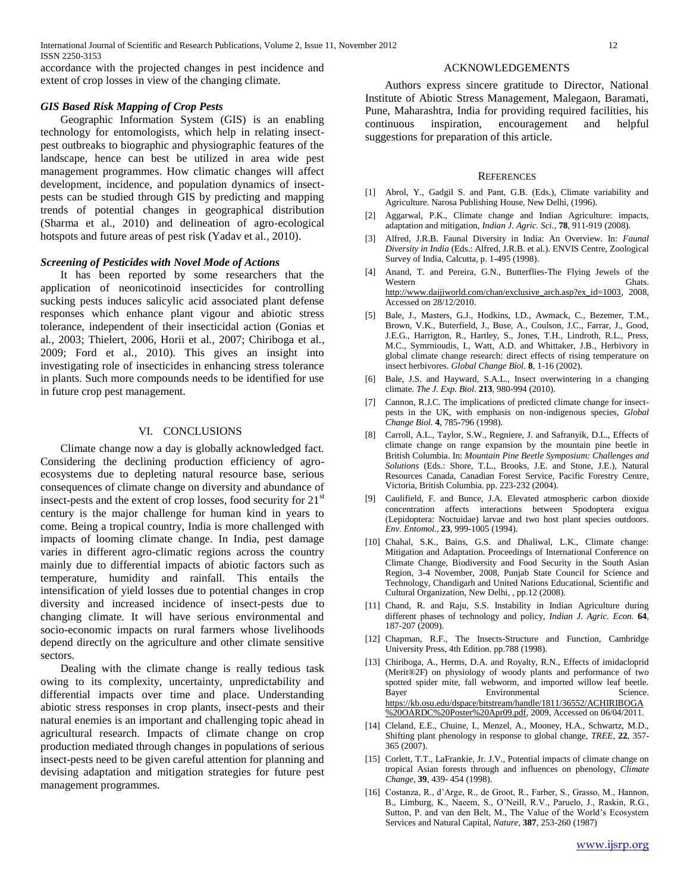accordance with the projected changes in pest incidence and extent of crop losses in view of the changing climate.

### *GIS Based Risk Mapping of Crop Pests*

Geographic Information System (GIS) is an enabling technology for entomologists, which help in relating insect-pest outbreaks to biographic and physiographic features of the landscape, hence can best be utilized in area wide pest management programmes. How climatic changes will affect development, incidence, and population dynamics of insect-pests can be studied through GIS by predicting and mapping trends of potential changes in geographical distribution (Sharma et al., 2010) and delineation of agro-ecological hotspots and future areas of pest risk (Yadav et al., 2010).

### *Screening of Pesticides with Novel Mode of Actions*

It has been reported by some researchers that the application of neonicotinoid insecticides for controlling sucking pests induces salicylic acid associated plant defense responses which enhance plant vigour and abiotic stress tolerance, independent of their insecticidal action (Gonias et al., 2003; Thielert, 2006, Horii et al., 2007; Chiriboga et al., 2009; Ford et al., 2010). This gives an insight into investigating role of insecticides in enhancing stress tolerance in plants. Such more compounds needs to be identified for use in future crop pest management.

## VI. CONCLUSIONS

Climate change now a day is globally acknowledged fact. Considering the declining production efficiency of agro-ecosystems due to depleting natural resource base, serious consequences of climate change on diversity and abundance of insect-pests and the extent of crop losses, food security for 21st century is the major challenge for human kind in years to come. Being a tropical country, India is more challenged with impacts of looming climate change. In India, pest damage varies in different agro-climatic regions across the country mainly due to differential impacts of abiotic factors such as temperature, humidity and rainfall. This entails the intensification of yield losses due to potential changes in crop diversity and increased incidence of insect-pests due to changing climate. It will have serious environmental and socio-economic impacts on rural farmers whose livelihoods depend directly on the agriculture and other climate sensitive sectors.

Dealing with the climate change is really tedious task owing to its complexity, uncertainty, unpredictability and differential impacts over time and place. Understanding abiotic stress responses in crop plants, insect-pests and their natural enemies is an important and challenging topic ahead in agricultural research. Impacts of climate change on crop production mediated through changes in populations of serious insect-pests need to be given careful attention for planning and devising adaptation and mitigation strategies for future pest management programmes.

## ACKNOWLEDGEMENTS

Authors express sincere gratitude to Director, National Institute of Abiotic Stress Management, Malegaon, Baramati, Pune, Maharashtra, India for providing required facilities, his continuous inspiration, encouragement and helpful suggestions for preparation of this article.

## REFERENCES

[1] Abrol, Y., Gadgil S. and Pant, G.B. (Eds.), Climate variability and Agriculture. Narosa Publishing House, New Delhi, (1996).

[2] Aggarwal, P.K., Climate change and Indian Agriculture: impacts, adaptation and mitigation, *Indian J. Agric. Sci.,* **78**, 911-919 (2008).

[3] Alfred, J.R.B. Faunal Diversity in India: An Overview. In: *Faunal Diversity in India* (Eds.: Alfred, J.R.B. et al.). ENVIS Centre, Zoological Survey of India, Calcutta, p. 1-495 (1998).

[4] Anand, T. and Pereira, G.N., Butterflies-The Flying Jewels of the Western Ghats. http://www.daijiworld.com/chan/exclusive_arch.asp?ex_id=1003, 2008, Accessed on 28/12/2010.

[5] Bale, J., Masters, G.J., Hodkins, I.D., Awmack, C., Bezemer, T.M., Brown, V.K., Buterfield, J., Buse, A., Coulson, J.C., Farrar, J., Good, J.E.G., Harrigton, R., Hartley, S., Jones, T.H., Lindroth, R.L., Press, M.C., Symrnioudis, I., Watt, A.D. and Whittaker, J.B., Herbivory in global climate change research: direct effects of rising temperature on insect herbivores. *Global Change Biol.* **8**, 1-16 (2002).

[6] Bale, J.S. and Hayward, S.A.L., Insect overwintering in a changing climate. *The J. Exp. Biol.* **213**, 980-994 (2010).

[7] Cannon, R.J.C. The implications of predicted climate change for insect-pests in the UK, with emphasis on non-indigenous species, *Global Change Biol.* **4**, 785-796 (1998).

[8] Carroll, A.L., Taylor, S.W., Regniere, J. and Safranyik, D.L., Effects of climate change on range expansion by the mountain pine beetle in British Columbia. In: *Mountain Pine Beetle Symposium: Challenges and Solutions* (Eds.: Shore, T.L., Brooks, J.E. and Stone, J.E.), Natural Resources Canada, Canadian Forest Service, Pacific Forestry Centre, Victoria, British Columbia. pp. 223-232 (2004).

[9] Caulifield, F. and Bunce, J.A. Elevated atmospheric carbon dioxide concentration affects interactions between Spodoptera exigua (Lepidoptera: Noctuidae) larvae and two host plant species outdoors. *Env. Entomol.,* **23**, 999-1005 (1994).

[10] Chahal, S.K., Bains, G.S. and Dhaliwal, L.K., Climate change: Mitigation and Adaptation. Proceedings of International Conference on Climate Change, Biodiversity and Food Security in the South Asian Region, 3-4 November, 2008, Punjab State Council for Science and Technology, Chandigarh and United Nations Educational, Scientific and Cultural Organization, New Delhi, , pp.12 (2008).

[11] Chand, R. and Raju, S.S. Instability in Indian Agriculture during different phases of technology and policy, *Indian J. Agric. Econ.* **64**, 187-207 (2009).

[12] Chapman, R.F., The Insects-Structure and Function, Cambridge University Press, 4th Edition. pp.788 (1998).

[13] Chiriboga, A., Herms, D.A. and Royalty, R.N., Effects of imidacloprid (Merit®2F) on physiology of woody plants and performance of two spotted spider mite, fall webworm, and imported willow leaf beetle. Bayer Environmental Science. https://kb.osu.edu/dspace/bitstream/handle/1811/36552/ACHIRIBOGA%20OARDC%20Poster%20Apr09.pdf, 2009, Accessed on 06/04/2011.

[14] Cleland, E.E., Chuine, I., Menzel, A., Mooney, H.A., Schwartz, M.D., Shifting plant phenology in response to global change, *TREE*, **22**, 357-365 (2007).

[15] Corlett, T.T., LaFrankie, Jr. J.V., Potential impacts of climate change on tropical Asian forests through and influences on phenology, *Climate Change,* **39**, 439- 454 (1998).

[16] Costanza, R., d'Arge, R., de Groot, R., Farber, S., Grasso, M., Hannon, B., Limburg, K., Naeem, S., O'Neill, R.V., Paruelo, J., Raskin, R.G., Sutton, P. and van den Belt, M., The Value of the World's Ecosystem Services and Natural Capital, *Nature,* **387**, 253-260 (1987)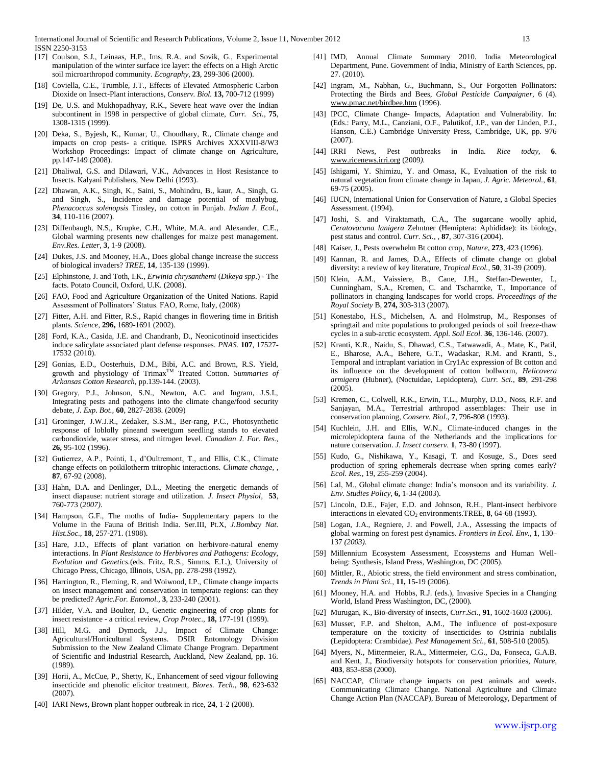[17] Coulson, S.J., Leinaas, H.P., Ims, R.A. and Sovik, G., Experimental manipulation of the winter surface ice layer: the effects on a High Arctic soil microarthropod community. *Ecography*, **23**, 299-306 (2000).

[18] Coviella, C.E., Trumble, J.T., Effects of Elevated Atmospheric Carbon Dioxide on Insect-Plant interactions, *Conserv. Biol.* **13,** 700-712 (1999)

[19] De, U.S. and Mukhopadhyay, R.K., Severe heat wave over the Indian subcontinent in 1998 in perspective of global climate, *Curr. Sci.*, **75**, 1308-1315 (1999).

[20] Deka, S., Byjesh, K., Kumar, U., Choudhary, R., Climate change and impacts on crop pests- a critique. ISPRS Archives XXXVIII-8/W3 Workshop Proceedings: Impact of climate change on Agriculture, pp.147-149 (2008).

[21] Dhaliwal, G.S. and Dilawari, V.K., Advances in Host Resistance to Insects. Kalyani Publishers, New Delhi (1993).

[22] Dhawan, A.K., Singh, K., Saini, S., Mohindru, B., kaur, A., Singh, G. and Singh, S., Incidence and damage potential of mealybug, *Phenacoccus solenopsis* Tinsley, on cotton in Punjab. *Indian J. Ecol.*, **34**, 110-116 (2007).

[23] Diffenbaugh, N.S,, Krupke, C.H., White, M.A. and Alexander, C.E., Global warming presents new challenges for maize pest management. *Env.Res. Letter*, **3**, 1-9 (2008).

[24] Dukes, J.S. and Mooney, H.A., Does global change increase the success of biological invaders? *TREE*, **14**, 135-139 (1999).

[25] Elphinstone, J. and Toth, I.K., *Erwinia chrysanthemi* (*Dikeya spp*.) - The facts. Potato Council, Oxford, U.K. (2008).

[26] FAO, Food and Agriculture Organization of the United Nations. Rapid Assessment of Pollinators' Status. FAO, Rome, Italy, (2008)

[27] Fitter, A.H. and Fitter, R.S., Rapid changes in flowering time in British plants. *Science*, **296,** 1689-1691 (2002).

[28] Ford, K.A., Casida, J.E. and Chandranb, D., Neonicotinoid insecticides induce salicylate associated plant defense responses. *PNAS.* **107**, 17527-17532 (2010).

[29] Gonias, E.D., Oosterhuis, D.M., Bibi, A.C. and Brown, R.S. Yield, growth and physiology of Trimax™ Treated Cotton. *Summaries of Arkansas Cotton Research*, pp.139-144. (2003).

[30] Gregory, P.J., Johnson, S.N., Newton, A.C. and Ingram, J.S.I., Integrating pests and pathogens into the climate change/food security debate, *J. Exp. Bot.*, **60**, 2827-2838. (2009)

[31] Groninger, J.W.J.R., Zedaker, S.S.M., Ber-rang, P.C., Photosynthetic response of loblolly pineand sweetgum seedling stands to elevated carbondioxide, water stress, and nitrogen level. *Canadian J. For. Res.*, **26,** 95-102 (1996).

[32] Gutierrez, A.P., Pointi, L, d'Oultremont, T., and Ellis, C.K., Climate change effects on poikilotherm tritrophic interactions. *Climate change*, , **87**, 67-92 (2008).

[33] Hahn, D.A. and Denlinger, D.L., Meeting the energetic demands of insect diapause: nutrient storage and utilization. *J. Insect Physiol*, **53**, 760-773 (*2007)*.

[34] Hampson, G.F., The moths of India- Supplementary papers to the Volume in the Fauna of British India. Ser.III, Pt.X, *J.Bombay Nat. Hist.Soc*., **18**, 257-271. (1908).

[35] Hare, J.D., Effects of plant variation on herbivore-natural enemy interactions. In *Plant Resistance to Herbivores and Pathogens: Ecology, Evolution and Genetics.*(eds. Fritz, R.S., Simms, E.L.), University of Chicago Press, Chicago, Illinois, USA, pp. 278-298 (1992).

[36] Harrington, R., Fleming, R. and Woiwood, I.P., Climate change impacts on insect management and conservation in temperate regions: can they be predicted? *Agric.For. Entomol.*, **3**, 233-240 (2001).

[37] Hilder, V.A. and Boulter, D., Genetic engineering of crop plants for insect resistance - a critical review, *Crop Protec.*, **18,** 177-191 (1999).

[38] Hill, M.G. and Dymock, J.J., Impact of Climate Change: Agricultural/Horticultural Systems. DSIR Entomology Division Submission to the New Zealand Climate Change Program. Department of Scientific and Industrial Research, Auckland, New Zealand, pp. 16. (1989).

[39] Horii, A., McCue, P., Shetty, K., Enhancement of seed vigour following insecticide and phenolic elicitor treatment, *Biores. Tech.*, **98**, 623-632 (2007).

[40] IARI News, Brown plant hopper outbreak in rice, **24**, 1-2 (2008).

[41] IMD, Annual Climate Summary 2010. India Meteorological Department, Pune. Government of India, Ministry of Earth Sciences, pp. 27. (2010).

[42] Ingram, M., Nabhan, G., Buchmann, S., Our Forgotten Pollinators: Protecting the Birds and Bees, *Global Pesticide Campaigner*, 6 (4). www.pmac.net/birdbee.htm (1996).

[43] IPCC, Climate Change- Impacts, Adaptation and Vulnerability. In: (Eds.: Parry, M.L., Canziani, O.F., Palutikof, J.P., van der Linden, P.J., Hanson, C.E.) Cambridge University Press, Cambridge, UK, pp. 976 (2007).

[44] IRRI News, Pest outbreaks in India. *Rice today*, **6**. www.ricenews.irri.org (2009*).*

[45] Ishigami, Y. Shimizu, Y. and Omasa, K., Evaluation of the risk to natural vegetation from climate change in Japan, *J. Agric. Meteorol.*, **61**, 69-75 (2005).

[46] IUCN, International Union for Conservation of Nature, a Global Species Assessment. (1994).

[47] Joshi, S. and Viraktamath, C.A., The sugarcane woolly aphid, *Ceratovacuna lanigera* Zehntner (Hemiptera: Aphididae): its biology, pest status and control. *Curr. Sci.*, , **87**, 307-316 (2004).

[48] Kaiser, J., Pests overwhelm Bt cotton crop, *Nature*, **273**, 423 (1996).

[49] Kannan, R. and James, D.A., Effects of climate change on global diversity: a review of key literature, *Tropical Ecol.*, **50**, 31-39 (2009).

[50] Klein, A.M., Vaissiere, B., Cane, J.H., Steffan-Dewenter, I., Cunningham, S.A., Kremen, C. and Tscharntke, T., Importance of pollinators in changing landscapes for world crops. *Proceedings of the Royal Society* B, **274,** 303-313 (2007).

[51] Konestabo, H.S., Michelsen, A. and Holmstrup, M., Responses of springtail and mite populations to prolonged periods of soil freeze-thaw cycles in a sub-arctic ecosystem. *Appl. Soil Ecol.* **36**, 136-146. (2007).

[52] Kranti, K.R., Naidu, S., Dhawad, C.S., Tatwawadi, A., Mate, K., Patil, E., Bharose, A.A., Behere, G.T., Wadaskar, R.M. and Kranti, S., Temporal and intraplant variation in Cry1Ac expression of Bt cotton and its influence on the development of cotton bollworm, *Helicovera armigera* (Hubner), (Noctuidae, Lepidoptera), *Curr. Sci.*, **89**, 291-298 (2005).

[53] Kremen, C., Colwell, R.K., Erwin, T.L., Murphy, D.D., Noss, R.F. and Sanjayan, M.A., Terrestrial arthropod assemblages: Their use in conservation planning, *Conserv. Biol.*, **7**, 796-808 (1993).

[54] Kuchlein, J.H. and Ellis, W.N., Climate-induced changes in the microlepidoptera fauna of the Netherlands and the implications for nature conservation. *J. Insect conserv.* **1**, 73-80 (1997).

[55] Kudo, G., Nishikawa, Y., Kasagi, T. and Kosuge, S., Does seed production of spring ephemerals decrease when spring comes early? *Ecol. Res.*, 19, 255-259 (2004).

[56] Lal, M., Global climate change: India's monsoon and its variability. *J. Env. Studies Policy*, **6,** 1-34 (2003).

[57] Lincoln, D.E., Fajer, E.D. and Johnson, R.H., Plant-insect herbivore interactions in elevated $CO_2$ environments.TREE, **8**, 64-68 (1993).

[58] Logan, J.A., Regniere, J. and Powell, J.A., Assessing the impacts of global warming on forest pest dynamics. *Frontiers in Ecol. Env.*, **1**, 130–137 *(2003).*

[59] Millennium Ecosystem Assessment, Ecosystems and Human Well-being: Synthesis, Island Press, Washington, DC (2005).

[60] Mittler, R., Abiotic stress, the field environment and stress combination, *Trends in Plant Sci.*, **11,** 15-19 (2006).

[61] Mooney, H.A. and Hobbs, R.J. (eds.), Invasive Species in a Changing World, Island Press Washington, DC, (2000).

[62] Murugan, K., Bio-diversity of insects, *Curr.Sci.*, **91**, 1602-1603 (2006).

[63] Musser, F.P. and Shelton, A.M., The influence of post-exposure temperature on the toxicity of insecticides to Ostrinia nubilalis (Lepidoptera: Crambidae). *Pest Management Sci.*, **61**, 508-510 (2005).

[64] Myers, N., Mittermeier, R.A., Mittermeier, C.G., Da, Fonseca, G.A.B. and Kent, J., Biodiversity hotspots for conservation priorities, *Nature,* **403**, 853-858 (2000).

[65] NACCAP, Climate change impacts on pest animals and weeds. Communicating Climate Change. National Agriculture and Climate Change Action Plan (NACCAP), Bureau of Meteorology, Department of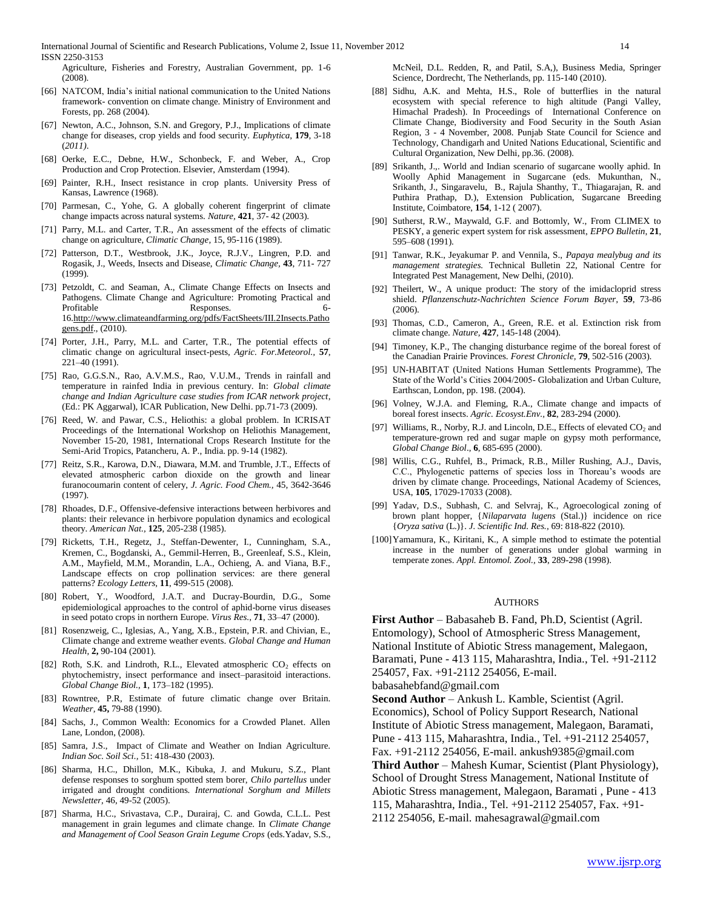Agriculture, Fisheries and Forestry, Australian Government, pp. 1-6 (2008).

[66] NATCOM, India's initial national communication to the United Nations framework- convention on climate change. Ministry of Environment and Forests, pp. 268 (2004).

[67] Newton, A.C., Johnson, S.N. and Gregory, P.J., Implications of climate change for diseases, crop yields and food security. *Euphytica*, **179**, 3-18 (*2011)*.

[68] Oerke, E.C., Debne, H.W., Schonbeck, F. and Weber, A., Crop Production and Crop Protection. Elsevier, Amsterdam (1994).

[69] Painter, R.H., Insect resistance in crop plants. University Press of Kansas, Lawrence (1968).

[70] Parmesan, C., Yohe, G. A globally coherent fingerprint of climate change impacts across natural systems. *Nature*, **421**, 37- 42 (2003).

[71] Parry, M.L. and Carter, T.R., An assessment of the effects of climatic change on agriculture, *Climatic Change*, 15, 95-116 (1989).

[72] Patterson, D.T., Westbrook, J.K., Joyce, R.J.V., Lingren, P.D. and Rogasik, J., Weeds, Insects and Disease, *Climatic Change*, **43**, 711- 727 (1999).

[73] Petzoldt, C. and Seaman, A., Climate Change Effects on Insects and Pathogens. Climate Change and Agriculture: Promoting Practical and Profitable Responses. 6-16.http://www.climateandfarming.org/pdfs/FactSheets/III.2Insects.Pathogens.pdf., (2010).

[74] Porter, J.H., Parry, M.L. and Carter, T.R., The potential effects of climatic change on agricultural insect-pests, *Agric. For.Meteorol.*, **57**, 221–40 (1991).

[75] Rao, G.G.S.N., Rao, A.V.M.S., Rao, V.U.M., Trends in rainfall and temperature in rainfed India in previous century. In: *Global climate change and Indian Agriculture case studies from ICAR network project*, (Ed.: PK Aggarwal), ICAR Publication, New Delhi. pp.71-73 (2009).

[76] Reed, W. and Pawar, C.S., Heliothis: a global problem. In ICRISAT Proceedings of the International Workshop on Heliothis Management, November 15-20, 1981, International Crops Research Institute for the Semi-Arid Tropics, Patancheru, A. P., India. pp. 9-14 (1982).

[77] Reitz, S.R., Karowa, D.N., Diawara, M.M. and Trumble, J.T., Effects of elevated atmospheric carbon dioxide on the growth and linear furanocoumarin content of celery, *J. Agric. Food Chem.*, 45, 3642-3646 (1997).

[78] Rhoades, D.F., Offensive-defensive interactions between herbivores and plants: their relevance in herbivore population dynamics and ecological theory. *American Nat.*, **125**, 205-238 (1985).

[79] Ricketts, T.H., Regetz, J., Steffan-Dewenter, I., Cunningham, S.A., Kremen, C., Bogdanski, A., Gemmil-Herren, B., Greenleaf, S.S., Klein, A.M., Mayfield, M.M., Morandin, L.A., Ochieng, A. and Viana, B.F., Landscape effects on crop pollination services: are there general patterns? *Ecology Letters*, **11**, 499-515 (2008).

[80] Robert, Y., Woodford, J.A.T. and Ducray-Bourdin, D.G., Some epidemiological approaches to the control of aphid-borne virus diseases in seed potato crops in northern Europe. *Virus Res.*, **71**, 33–47 (2000).

[81] Rosenzweig, C., Iglesias, A., Yang, X.B., Epstein, P.R. and Chivian, E., Climate change and extreme weather events. *Global Change and Human Health*, **2,** 90-104 (2001).

[82] Roth, S.K. and Lindroth, R.L., Elevated atmospheric $CO_2$ effects on phytochemistry, insect performance and insect–parasitoid interactions. *Global Change Biol.*, **1**, 173–182 (1995).

[83] Rowntree, P.R, Estimate of future climatic change over Britain. *Weather*, **45,** 79-88 (1990).

[84] Sachs, J., Common Wealth: Economics for a Crowded Planet. Allen Lane, London, (2008).

[85] Samra, J.S., Impact of Climate and Weather on Indian Agriculture. *Indian Soc. Soil Sci.*, 51: 418-430 (2003).

[86] Sharma, H.C., Dhillon, M.K., Kibuka, J. and Mukuru, S.Z., Plant defense responses to sorghum spotted stem borer, *Chilo partellus* under irrigated and drought conditions. *International Sorghum and Millets Newsletter*, 46, 49-52 (2005).

[87] Sharma, H.C., Srivastava, C.P., Durairaj, C. and Gowda, C.L.L. Pest management in grain legumes and climate change. In *Climate Change and Management of Cool Season Grain Legume Crops* (eds.Yadav, S.S., McNeil, D.L. Redden, R, and Patil, S.A,), Business Media, Springer Science, Dordrecht, The Netherlands, pp. 115-140 (2010).

[88] Sidhu, A.K. and Mehta, H.S., Role of butterflies in the natural ecosystem with special reference to high altitude (Pangi Valley, Himachal Pradesh). In Proceedings of International Conference on Climate Change, Biodiversity and Food Security in the South Asian Region, 3 - 4 November, 2008. Punjab State Council for Science and Technology, Chandigarh and United Nations Educational, Scientific and Cultural Organization, New Delhi, pp.36. (2008).

[89] Srikanth, J.,. World and Indian scenario of sugarcane woolly aphid. In Woolly Aphid Management in Sugarcane (eds. Mukunthan, N., Srikanth, J., Singaravelu, B., Rajula Shanthy, T., Thiagarajan, R. and Puthira Prathap, D.), Extension Publication, Sugarcane Breeding Institute, Coimbatore, **154**, 1-12 ( 2007).

[90] Sutherst, R.W., Maywald, G.F. and Bottomly, W., From CLIMEX to PESKY, a generic expert system for risk assessment, *EPPO Bulletin*, **21**, 595–608 (1991).

[91] Tanwar, R.K., Jeyakumar P. and Vennila, S., *Papaya mealybug and its management strategies.* Technical Bulletin 22, National Centre for Integrated Pest Management, New Delhi, (2010).

[92] Theilert, W., A unique product: The story of the imidacloprid stress shield. *Pflanzenschutz-Nachrichten Science Forum Bayer*, **59**, 73-86 (2006).

[93] Thomas, C.D., Cameron, A., Green, R.E. et al. Extinction risk from climate change. *Nature*, **427**, 145-148 (2004).

[94] Timoney, K.P., The changing disturbance regime of the boreal forest of the Canadian Prairie Provinces. *Forest Chronicle*, **79**, 502-516 (2003).

[95] UN-HABITAT (United Nations Human Settlements Programme), The State of the World's Cities 2004/2005- Globalization and Urban Culture, Earthscan, London, pp. 198. (2004).

[96] Volney, W.J.A. and Fleming, R.A., Climate change and impacts of boreal forest insects. *Agric. Ecosyst.Env.*, **82**, 283-294 (2000).

[97] Williams, R., Norby, R.J. and Lincoln, D.E., Effects of elevated $CO_2$ and temperature-grown red and sugar maple on gypsy moth performance, *Global Change Biol*., **6**, 685-695 (2000).

[98] Willis, C.G., Ruhfel, B., Primack, R.B., Miller Rushing, A.J., Davis, C.C., Phylogenetic patterns of species loss in Thoreau's woods are driven by climate change. Proceedings, National Academy of Sciences, USA, **105**, 17029-17033 (2008).

[99] Yadav, D.S., Subhash, C. and Selvraj, K., Agroecological zoning of brown plant hopper, {*Nilaparvata lugens* (Stal.)} incidence on rice {*Oryza sativa* (L.)}. *J. Scientific Ind. Res.*, 69: 818-822 (2010).

[100] Yamamura, K., Kiritani, K., A simple method to estimate the potential increase in the number of generations under global warming in temperate zones. *Appl. Entomol. Zool.*, **33**, 289-298 (1998).

## AUTHORS

**First Author** – Babasaheb B. Fand, Ph.D, Scientist (Agril. Entomology), School of Atmospheric Stress Management, National Institute of Abiotic Stress management, Malegaon, Baramati, Pune - 413 115, Maharashtra, India., Tel. +91-2112 254057, Fax. +91-2112 254056, E-mail. babasahebfand@gmail.com

**Second Author** – Ankush L. Kamble, Scientist (Agril. Economics), School of Policy Support Research, National Institute of Abiotic Stress management, Malegaon, Baramati, Pune - 413 115, Maharashtra, India., Tel. +91-2112 254057, Fax. +91-2112 254056, E-mail. ankush9385@gmail.com

**Third Author** – Mahesh Kumar, Scientist (Plant Physiology), School of Drought Stress Management, National Institute of Abiotic Stress management, Malegaon, Baramati , Pune - 413 115, Maharashtra, India., Tel. +91-2112 254057, Fax. +91-2112 254056, E-mail. mahesagrawal@gmail.com